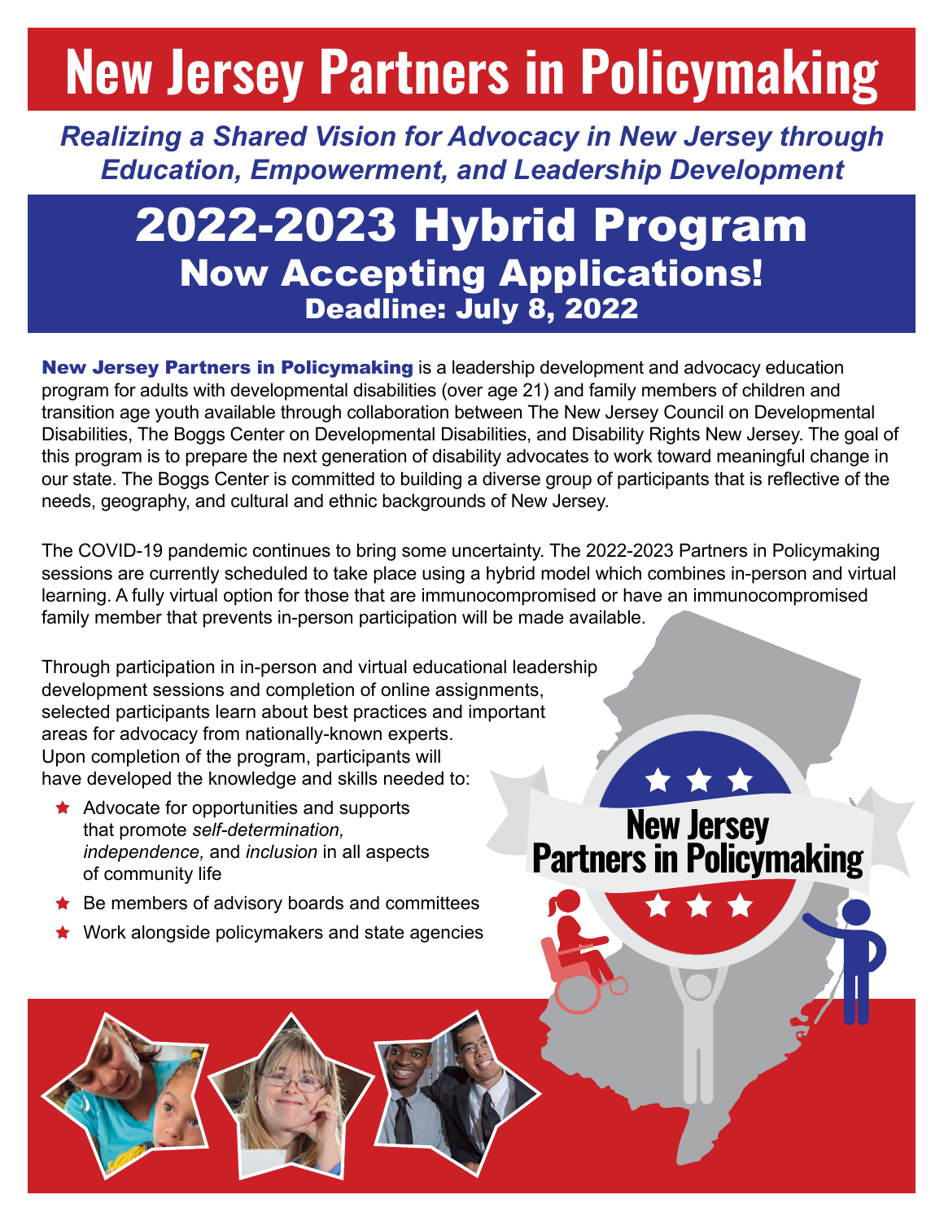# New Jersey Partners in Policymaking

***Realizing a Shared Vision for Advocacy in New Jersey through Education, Empowerment, and Leadership Development***

## 2022-2023 Hybrid Program

### Now Accepting Applications!

**Deadline: July 8, 2022**

**New Jersey Partners in Policymaking** is a leadership development and advocacy education program for adults with developmental disabilities (over age 21) and family members of children and transition age youth available through collaboration between The New Jersey Council on Developmental Disabilities, The Boggs Center on Developmental Disabilities, and Disability Rights New Jersey. The goal of this program is to prepare the next generation of disability advocates to work toward meaningful change in our state. The Boggs Center is committed to building a diverse group of participants that is reflective of the needs, geography, and cultural and ethnic backgrounds of New Jersey.

The COVID-19 pandemic continues to bring some uncertainty. The 2022-2023 Partners in Policymaking sessions are currently scheduled to take place using a hybrid model which combines in-person and virtual learning. A fully virtual option for those that are immunocompromised or have an immunocompromised family member that prevents in-person participation will be made available.

Through participation in in-person and virtual educational leadership development sessions and completion of online assignments, selected participants learn about best practices and important areas for advocacy from nationally-known experts. Upon completion of the program, participants will have developed the knowledge and skills needed to:

- Advocate for opportunities and supports that promote *self-determination, independence,* and *inclusion* in all aspects of community life
- Be members of advisory boards and committees
- Work alongside policymakers and state agencies

New Jersey Partners in Policymaking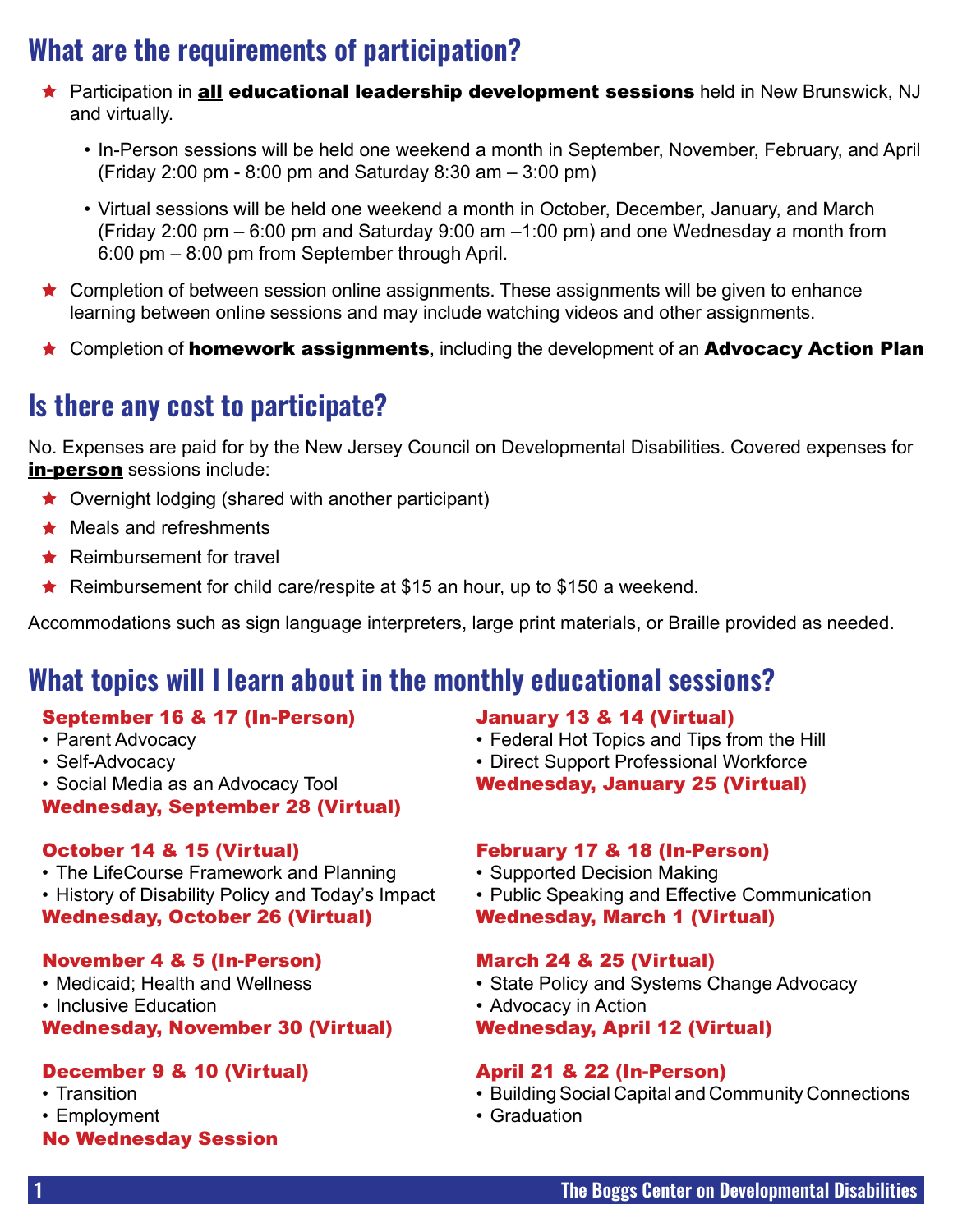## What are the requirements of participation?

- Participation in **all educational leadership development sessions** held in New Brunswick, NJ and virtually.
  - In-Person sessions will be held one weekend a month in September, November, February, and April (Friday 2:00 pm - 8:00 pm and Saturday 8:30 am – 3:00 pm)
  - Virtual sessions will be held one weekend a month in October, December, January, and March (Friday 2:00 pm – 6:00 pm and Saturday 9:00 am –1:00 pm) and one Wednesday a month from 6:00 pm – 8:00 pm from September through April.
- Completion of between session online assignments. These assignments will be given to enhance learning between online sessions and may include watching videos and other assignments.
- Completion of **homework assignments**, including the development of an **Advocacy Action Plan**

## Is there any cost to participate?

No. Expenses are paid for by the New Jersey Council on Developmental Disabilities. Covered expenses for **in-person** sessions include:

- Overnight lodging (shared with another participant)
- Meals and refreshments
- Reimbursement for travel
- Reimbursement for child care/respite at $15 an hour, up to $150 a weekend.

Accommodations such as sign language interpreters, large print materials, or Braille provided as needed.

## What topics will I learn about in the monthly educational sessions?

**September 16 & 17 (In-Person)**
- Parent Advocacy
- Self-Advocacy
- Social Media as an Advocacy Tool

**Wednesday, September 28 (Virtual)**

**October 14 & 15 (Virtual)**
- The LifeCourse Framework and Planning
- History of Disability Policy and Today's Impact

**Wednesday, October 26 (Virtual)**

**November 4 & 5 (In-Person)**
- Medicaid; Health and Wellness
- Inclusive Education

**Wednesday, November 30 (Virtual)**

**December 9 & 10 (Virtual)**
- Transition
- Employment

**No Wednesday Session**

**January 13 & 14 (Virtual)**
- Federal Hot Topics and Tips from the Hill
- Direct Support Professional Workforce

**Wednesday, January 25 (Virtual)**

**February 17 & 18 (In-Person)**
- Supported Decision Making
- Public Speaking and Effective Communication

**Wednesday, March 1 (Virtual)**

**March 24 & 25 (Virtual)**
- State Policy and Systems Change Advocacy
- Advocacy in Action

**Wednesday, April 12 (Virtual)**

**April 21 & 22 (In-Person)**
- Building Social Capital and Community Connections
- Graduation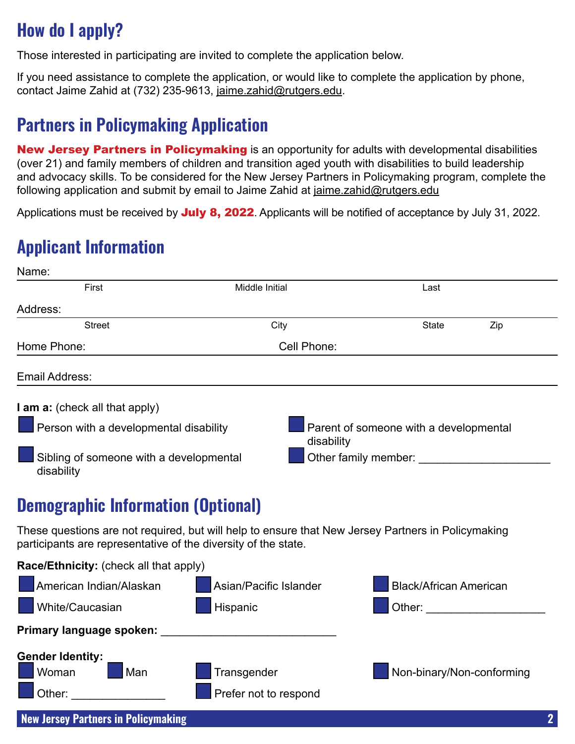## How do I apply?

Those interested in participating are invited to complete the application below.

If you need assistance to complete the application, or would like to complete the application by phone, contact Jaime Zahid at (732) 235-9613, jaime.zahid@rutgers.edu.

## Partners in Policymaking Application

**New Jersey Partners in Policymaking** is an opportunity for adults with developmental disabilities (over 21) and family members of children and transition aged youth with disabilities to build leadership and advocacy skills. To be considered for the New Jersey Partners in Policymaking program, complete the following application and submit by email to Jaime Zahid at jaime.zahid@rutgers.edu

Applications must be received by **July 8, 2022**. Applicants will be notified of acceptance by July 31, 2022.

## Applicant Information

Name: ______________________________________________
First Middle Initial Last

Address: ______________________________________________
Street City State Zip

Home Phone: ____________________ Cell Phone: ____________________

Email Address: ______________________________________________

**I am a:** (check all that apply)

- ☐ Person with a developmental disability
- ☐ Parent of someone with a developmental disability
- ☐ Sibling of someone with a developmental disability
- ☐ Other family member: ____________________

## Demographic Information (Optional)

These questions are not required, but will help to ensure that New Jersey Partners in Policymaking participants are representative of the diversity of the state.

**Race/Ethnicity:** (check all that apply)

- ☐ American Indian/Alaskan
- ☐ Asian/Pacific Islander
- ☐ Black/African American
- ☐ White/Caucasian
- ☐ Hispanic
- ☐ Other: __________________

**Primary language spoken:** ___________________________

**Gender Identity:**

- ☐ Woman
- ☐ Man
- ☐ Transgender
- ☐ Non-binary/Non-conforming
- ☐ Other: ______________
- ☐ Prefer not to respond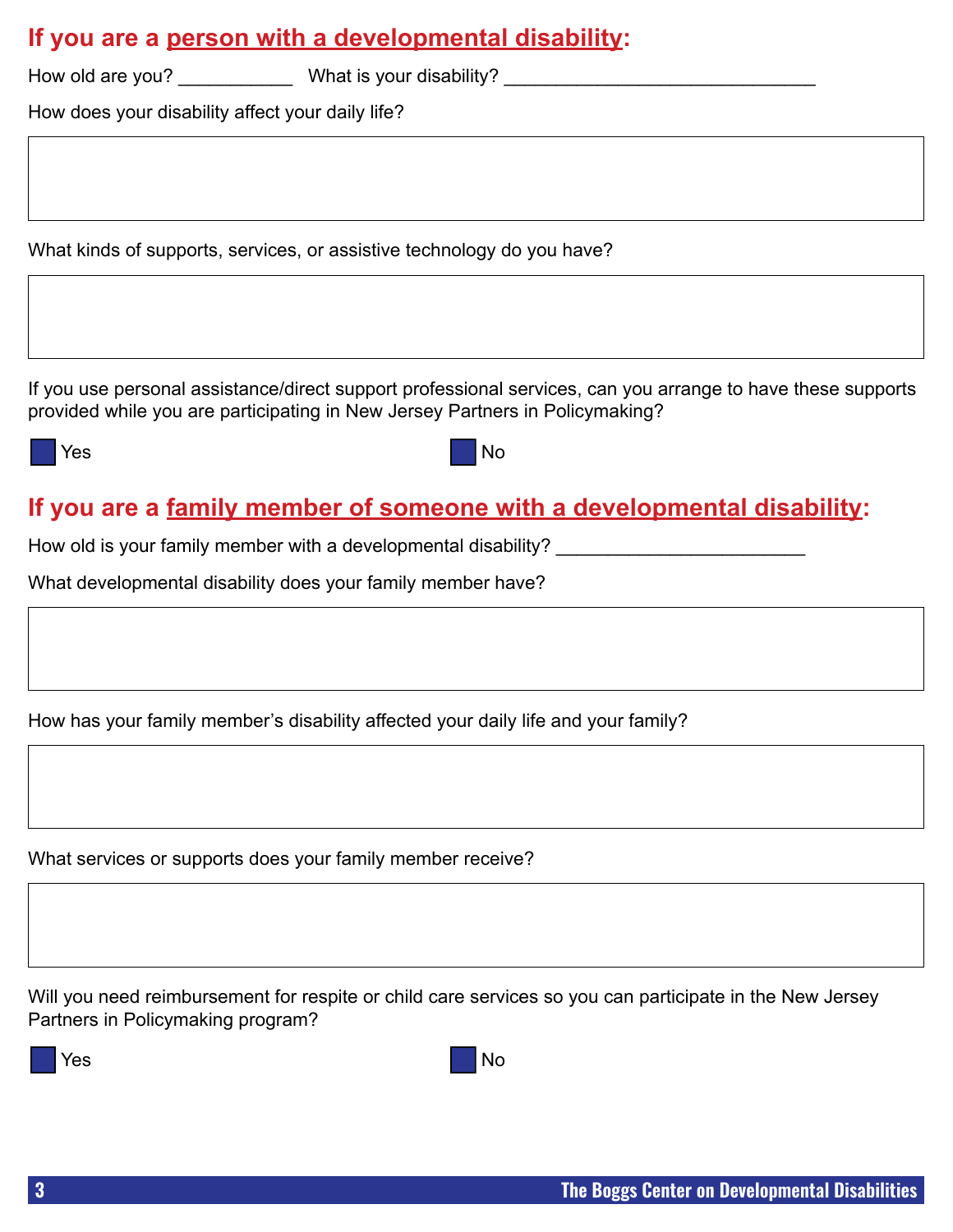## If you are a person with a developmental disability:

How old are you? ___________ What is your disability? ______________________________

How does your disability affect your daily life?

What kinds of supports, services, or assistive technology do you have?

If you use personal assistance/direct support professional services, can you arrange to have these supports provided while you are participating in New Jersey Partners in Policymaking?

- [ ] Yes
- [ ] No

## If you are a family member of someone with a developmental disability:

How old is your family member with a developmental disability? ________________________

What developmental disability does your family member have?

How has your family member's disability affected your daily life and your family?

What services or supports does your family member receive?

Will you need reimbursement for respite or child care services so you can participate in the New Jersey Partners in Policymaking program?

- [ ] Yes
- [ ] No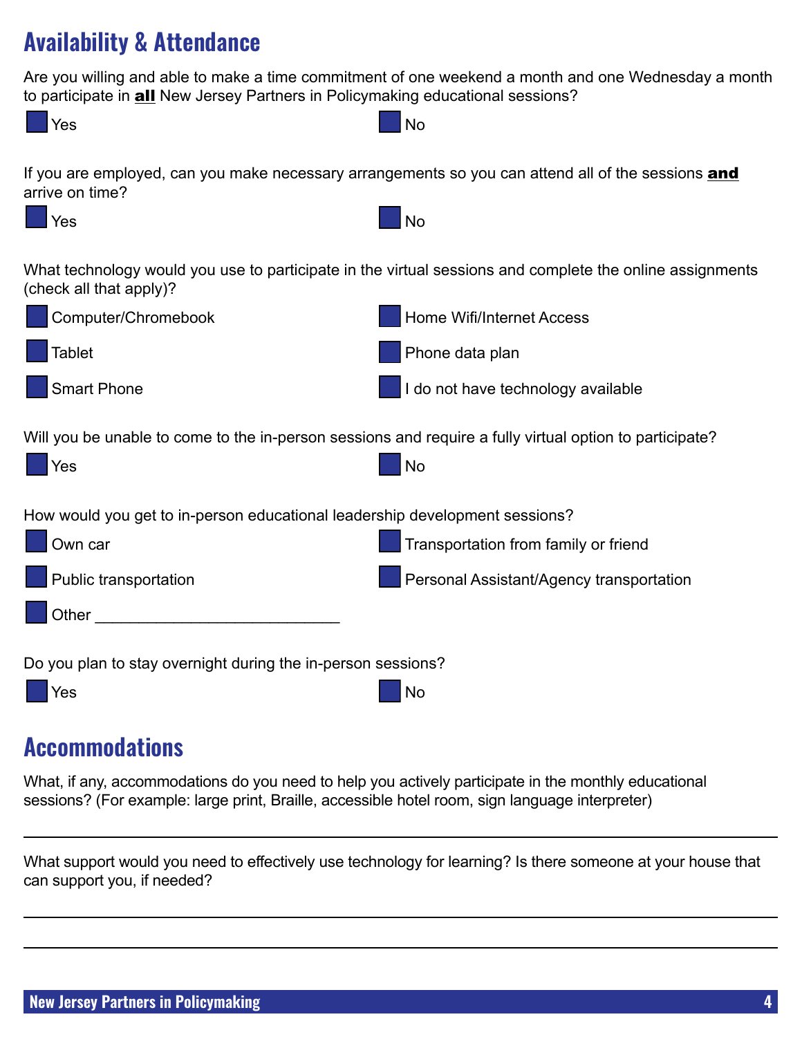## Availability & Attendance

Are you willing and able to make a time commitment of one weekend a month and one Wednesday a month to participate in **all** New Jersey Partners in Policymaking educational sessions?

- ☐ Yes
- ☐ No

If you are employed, can you make necessary arrangements so you can attend all of the sessions **and** arrive on time?

- ☐ Yes
- ☐ No

What technology would you use to participate in the virtual sessions and complete the online assignments (check all that apply)?

- ☐ Computer/Chromebook
- ☐ Home Wifi/Internet Access
- ☐ Tablet
- ☐ Phone data plan
- ☐ Smart Phone
- ☐ I do not have technology available

Will you be unable to come to the in-person sessions and require a fully virtual option to participate?

- ☐ Yes
- ☐ No

How would you get to in-person educational leadership development sessions?

- ☐ Own car
- ☐ Transportation from family or friend
- ☐ Public transportation
- ☐ Personal Assistant/Agency transportation
- ☐ Other ____________________________

Do you plan to stay overnight during the in-person sessions?

- ☐ Yes
- ☐ No

## Accommodations

What, if any, accommodations do you need to help you actively participate in the monthly educational sessions? (For example: large print, Braille, accessible hotel room, sign language interpreter)

______________________________________________________________________________

What support would you need to effectively use technology for learning? Is there someone at your house that can support you, if needed?

______________________________________________________________________________

______________________________________________________________________________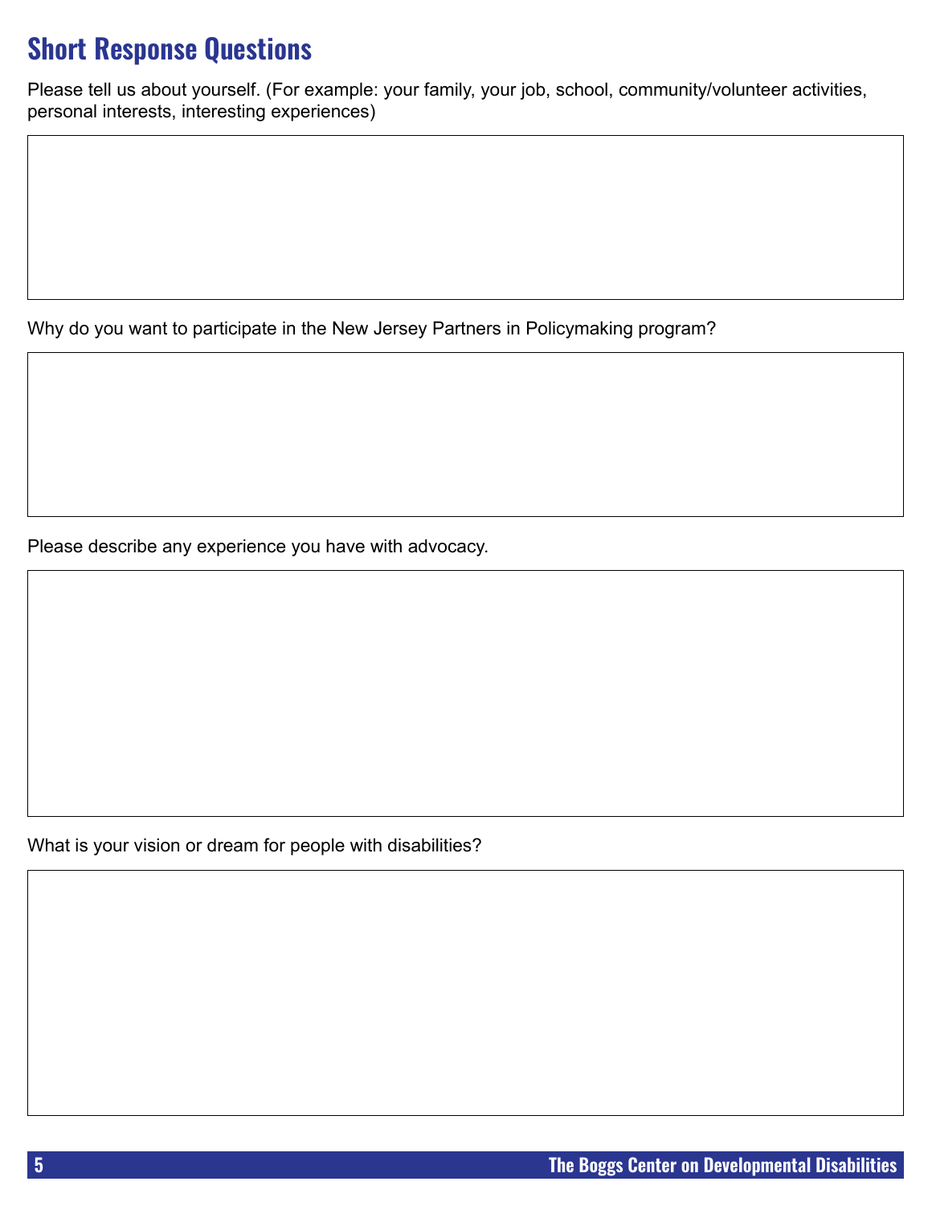## Short Response Questions

Please tell us about yourself. (For example: your family, your job, school, community/volunteer activities, personal interests, interesting experiences)

Why do you want to participate in the New Jersey Partners in Policymaking program?

Please describe any experience you have with advocacy.

What is your vision or dream for people with disabilities?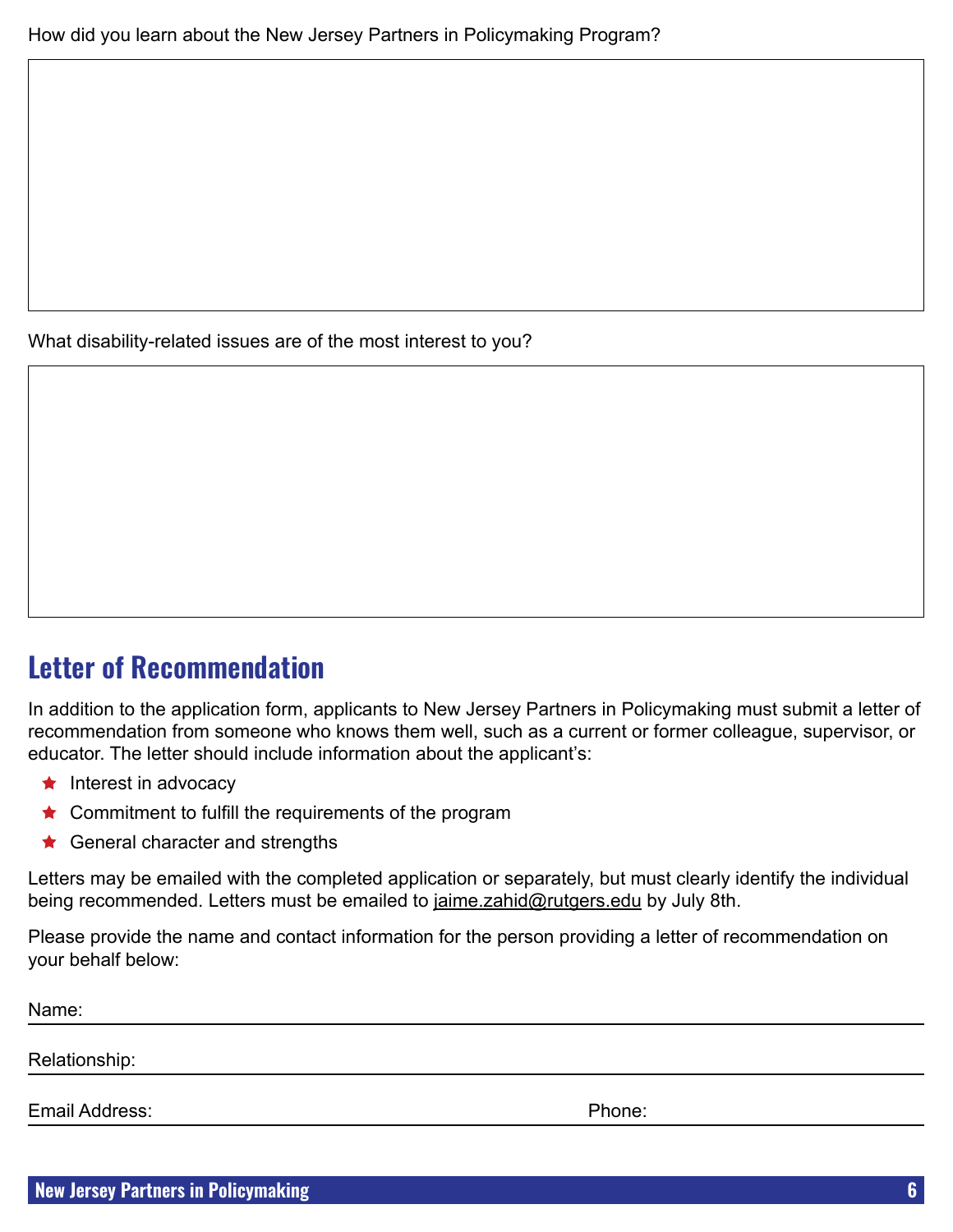How did you learn about the New Jersey Partners in Policymaking Program?

What disability-related issues are of the most interest to you?

## Letter of Recommendation

In addition to the application form, applicants to New Jersey Partners in Policymaking must submit a letter of recommendation from someone who knows them well, such as a current or former colleague, supervisor, or educator. The letter should include information about the applicant's:

- Interest in advocacy
- Commitment to fulfill the requirements of the program
- General character and strengths

Letters may be emailed with the completed application or separately, but must clearly identify the individual being recommended. Letters must be emailed to jaime.zahid@rutgers.edu by July 8th.

Please provide the name and contact information for the person providing a letter of recommendation on your behalf below:

Name: ______________________________

Relationship: ______________________________

Email Address: ______________________________ Phone: ______________________________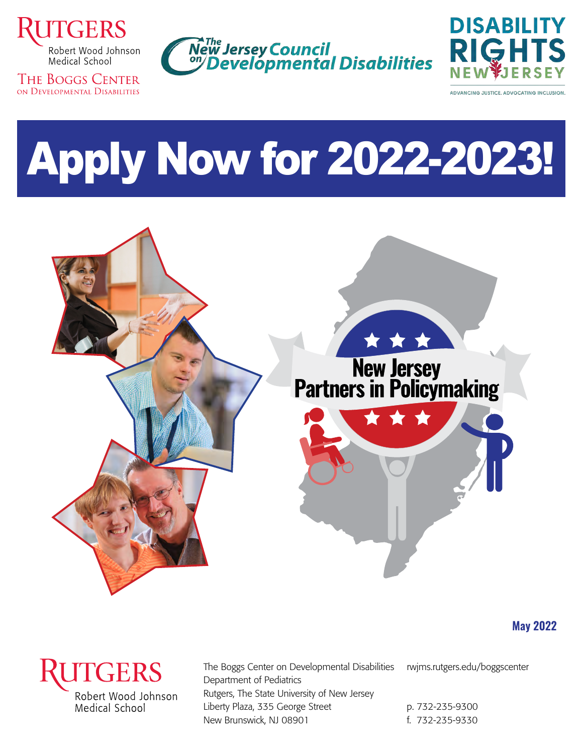Rutgers Robert Wood Johnson Medical School
The Boggs Center on Developmental Disabilities

The New Jersey Council on Developmental Disabilities

DISABILITY RIGHTS NEW JERSEY
ADVANCING JUSTICE. ADVOCATING INCLUSION.

# Apply Now for 2022-2023!

New Jersey Partners in Policymaking

**May 2022**

Rutgers Robert Wood Johnson Medical School

The Boggs Center on Developmental Disabilities
Department of Pediatrics
Rutgers, The State University of New Jersey
Liberty Plaza, 335 George Street
New Brunswick, NJ 08901

rwjms.rutgers.edu/boggscenter

p. 732-235-9300
f. 732-235-9330